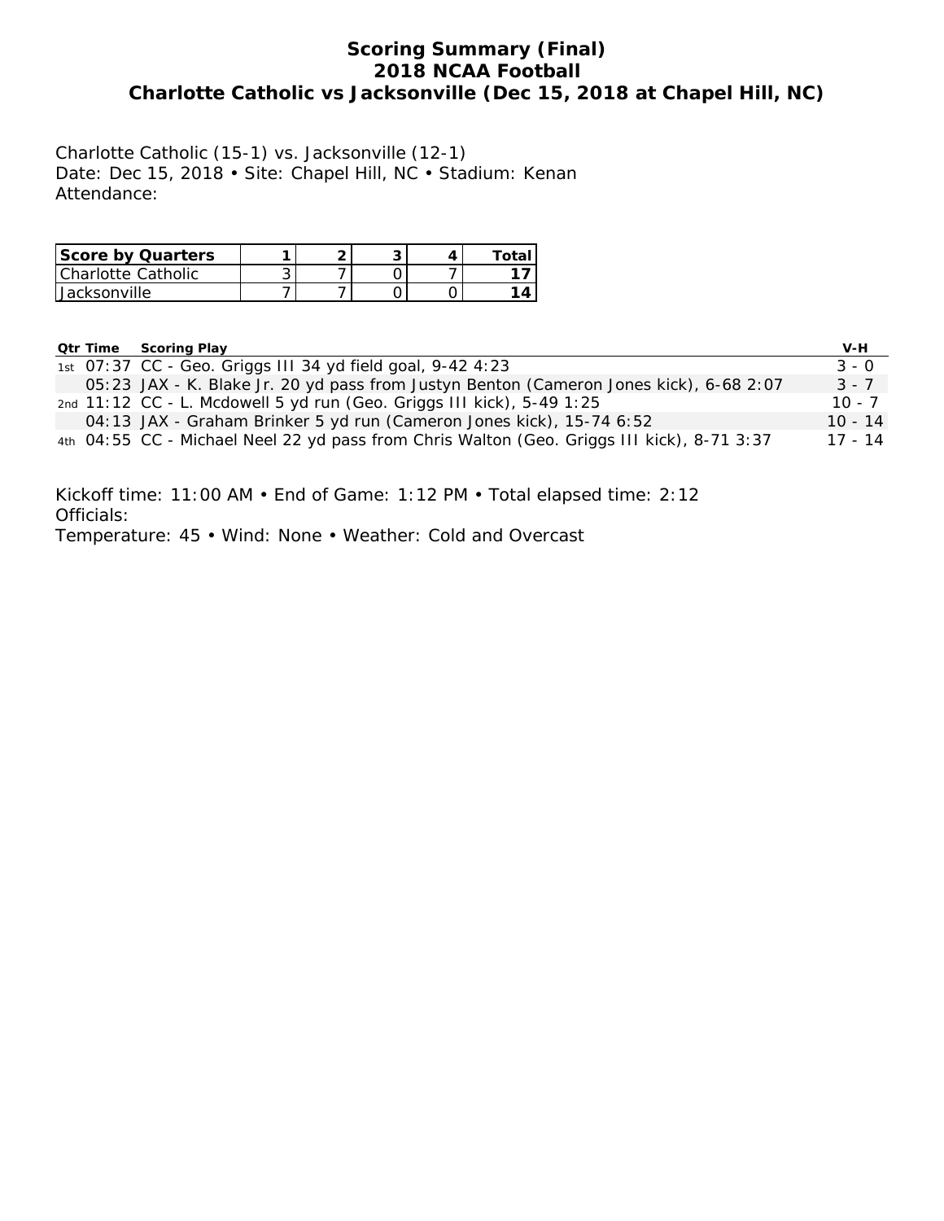# Scoring Summary (Final)
## 2018 NCAA Football
## Charlotte Catholic vs Jacksonville (Dec 15, 2018 at Chapel Hill, NC)

Charlotte Catholic (15-1) vs. Jacksonville (12-1)
Date: Dec 15, 2018 • Site: Chapel Hill, NC • Stadium: Kenan
Attendance:

| Score by Quarters | 1 | 2 | 3 | 4 | Total |
|---|---|---|---|---|---|
| Charlotte Catholic | 3 | 7 | 0 | 7 | **17** |
| Jacksonville | 7 | 7 | 0 | 0 | **14** |

| Qtr | Time | Scoring Play | V-H |
|---|---|---|---|
| 1st | 07:37 | CC - Geo. Griggs III 34 yd field goal, 9-42 4:23 | 3 - 0 |
| | 05:23 | JAX - K. Blake Jr. 20 yd pass from Justyn Benton (Cameron Jones kick), 6-68 2:07 | 3 - 7 |
| 2nd | 11:12 | CC - L. Mcdowell 5 yd run (Geo. Griggs III kick), 5-49 1:25 | 10 - 7 |
| | 04:13 | JAX - Graham Brinker 5 yd run (Cameron Jones kick), 15-74 6:52 | 10 - 14 |
| 4th | 04:55 | CC - Michael Neel 22 yd pass from Chris Walton (Geo. Griggs III kick), 8-71 3:37 | 17 - 14 |

Kickoff time: 11:00 AM • End of Game: 1:12 PM • Total elapsed time: 2:12
Officials:
Temperature: 45 • Wind: None • Weather: Cold and Overcast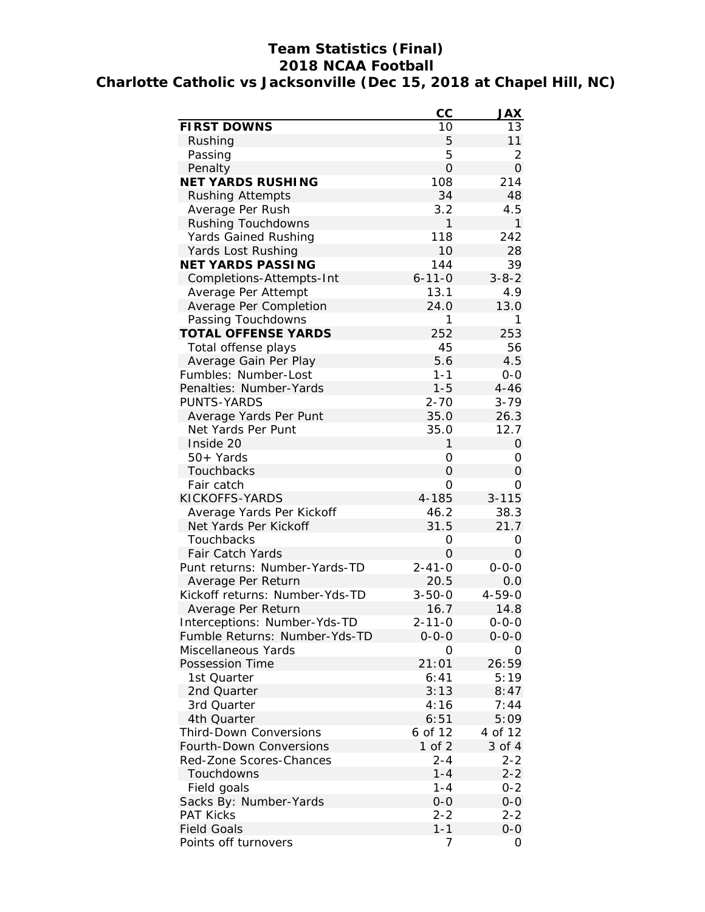# Team Statistics (Final)
## 2018 NCAA Football
## Charlotte Catholic vs Jacksonville (Dec 15, 2018 at Chapel Hill, NC)

| | CC | JAX |
|---|---|---|
| **FIRST DOWNS** | 10 | 13 |
| Rushing | 5 | 11 |
| Passing | 5 | 2 |
| Penalty | 0 | 0 |
| **NET YARDS RUSHING** | 108 | 214 |
| Rushing Attempts | 34 | 48 |
| Average Per Rush | 3.2 | 4.5 |
| Rushing Touchdowns | 1 | 1 |
| Yards Gained Rushing | 118 | 242 |
| Yards Lost Rushing | 10 | 28 |
| **NET YARDS PASSING** | 144 | 39 |
| Completions-Attempts-Int | 6-11-0 | 3-8-2 |
| Average Per Attempt | 13.1 | 4.9 |
| Average Per Completion | 24.0 | 13.0 |
| Passing Touchdowns | 1 | 1 |
| **TOTAL OFFENSE YARDS** | 252 | 253 |
| Total offense plays | 45 | 56 |
| Average Gain Per Play | 5.6 | 4.5 |
| Fumbles: Number-Lost | 1-1 | 0-0 |
| Penalties: Number-Yards | 1-5 | 4-46 |
| PUNTS-YARDS | 2-70 | 3-79 |
| Average Yards Per Punt | 35.0 | 26.3 |
| Net Yards Per Punt | 35.0 | 12.7 |
| Inside 20 | 1 | 0 |
| 50+ Yards | 0 | 0 |
| Touchbacks | 0 | 0 |
| Fair catch | 0 | 0 |
| KICKOFFS-YARDS | 4-185 | 3-115 |
| Average Yards Per Kickoff | 46.2 | 38.3 |
| Net Yards Per Kickoff | 31.5 | 21.7 |
| Touchbacks | 0 | 0 |
| Fair Catch Yards | 0 | 0 |
| Punt returns: Number-Yards-TD | 2-41-0 | 0-0-0 |
| Average Per Return | 20.5 | 0.0 |
| Kickoff returns: Number-Yds-TD | 3-50-0 | 4-59-0 |
| Average Per Return | 16.7 | 14.8 |
| Interceptions: Number-Yds-TD | 2-11-0 | 0-0-0 |
| Fumble Returns: Number-Yds-TD | 0-0-0 | 0-0-0 |
| Miscellaneous Yards | 0 | 0 |
| Possession Time | 21:01 | 26:59 |
| 1st Quarter | 6:41 | 5:19 |
| 2nd Quarter | 3:13 | 8:47 |
| 3rd Quarter | 4:16 | 7:44 |
| 4th Quarter | 6:51 | 5:09 |
| Third-Down Conversions | 6 of 12 | 4 of 12 |
| Fourth-Down Conversions | 1 of 2 | 3 of 4 |
| Red-Zone Scores-Chances | 2-4 | 2-2 |
| Touchdowns | 1-4 | 2-2 |
| Field goals | 1-4 | 0-2 |
| Sacks By: Number-Yards | 0-0 | 0-0 |
| PAT Kicks | 2-2 | 2-2 |
| Field Goals | 1-1 | 0-0 |
| Points off turnovers | 7 | 0 |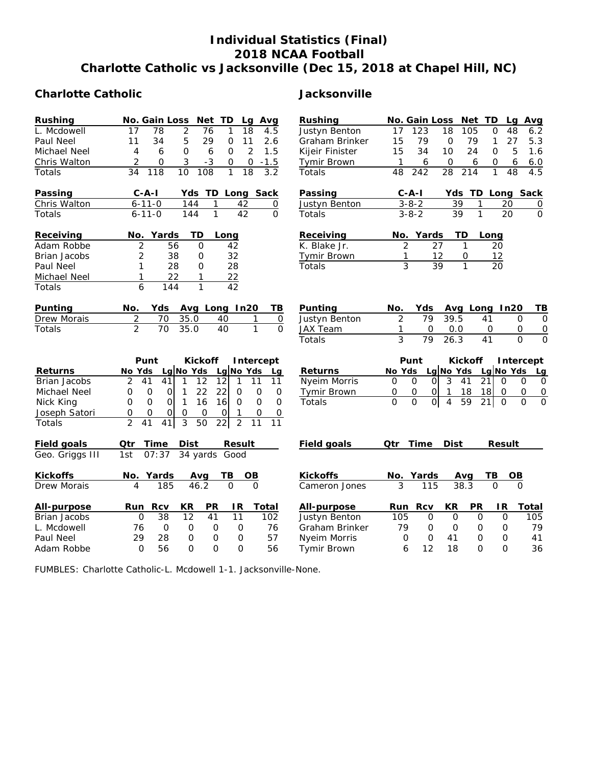# Individual Statistics (Final)
## 2018 NCAA Football
## Charlotte Catholic vs Jacksonville (Dec 15, 2018 at Chapel Hill, NC)

## Charlotte Catholic

| Rushing | No. | Gain | Loss | Net | TD | Lg | Avg |
|---|---|---|---|---|---|---|---|
| L. Mcdowell | 17 | 78 | 2 | 76 | 1 | 18 | 4.5 |
| Paul Neel | 11 | 34 | 5 | 29 | 0 | 11 | 2.6 |
| Michael Neel | 4 | 6 | 0 | 6 | 0 | 2 | 1.5 |
| Chris Walton | 2 | 0 | 3 | -3 | 0 | 0 | -1.5 |
| Totals | 34 | 118 | 10 | 108 | 1 | 18 | 3.2 |

| Passing | C-A-I | Yds | TD | Long | Sack |
|---|---|---|---|---|---|
| Chris Walton | 6-11-0 | 144 | 1 | 42 | 0 |
| Totals | 6-11-0 | 144 | 1 | 42 | 0 |

| Receiving | No. | Yards | TD | Long |
|---|---|---|---|---|
| Adam Robbe | 2 | 56 | 0 | 42 |
| Brian Jacobs | 2 | 38 | 0 | 32 |
| Paul Neel | 1 | 28 | 0 | 28 |
| Michael Neel | 1 | 22 | 1 | 22 |
| Totals | 6 | 144 | 1 | 42 |

| Punting | No. | Yds | Avg | Long | In20 | TB |
|---|---|---|---|---|---|---|
| Drew Morais | 2 | 70 | 35.0 | 40 | 1 | 0 |
| Totals | 2 | 70 | 35.0 | 40 | 1 | 0 |

| | Punt | | | Kickoff | | | Intercept | | |
|---|---|---|---|---|---|---|---|---|---|
| Returns | No | Yds | Lg | No | Yds | Lg | No | Yds | Lg |
| Brian Jacobs | 2 | 41 | 41 | 1 | 12 | 12 | 1 | 11 | 11 |
| Michael Neel | 0 | 0 | 0 | 1 | 22 | 22 | 0 | 0 | 0 |
| Nick King | 0 | 0 | 0 | 1 | 16 | 16 | 0 | 0 | 0 |
| Joseph Satori | 0 | 0 | 0 | 0 | 0 | 0 | 1 | 0 | 0 |
| Totals | 2 | 41 | 41 | 3 | 50 | 22 | 2 | 11 | 11 |

| Field goals | Qtr | Time | Dist | Result |
|---|---|---|---|---|
| Geo. Griggs III | 1st | 07:37 | 34 yards | Good |

| Kickoffs | No. | Yards | Avg | TB | OB |
|---|---|---|---|---|---|
| Drew Morais | 4 | 185 | 46.2 | 0 | 0 |

| All-purpose | Run | Rcv | KR | PR | IR | Total |
|---|---|---|---|---|---|---|
| Brian Jacobs | 0 | 38 | 12 | 41 | 11 | 102 |
| L. Mcdowell | 76 | 0 | 0 | 0 | 0 | 76 |
| Paul Neel | 29 | 28 | 0 | 0 | 0 | 57 |
| Adam Robbe | 0 | 56 | 0 | 0 | 0 | 56 |

## Jacksonville

| Rushing | No. | Gain | Loss | Net | TD | Lg | Avg |
|---|---|---|---|---|---|---|---|
| Justyn Benton | 17 | 123 | 18 | 105 | 0 | 48 | 6.2 |
| Graham Brinker | 15 | 79 | 0 | 79 | 1 | 27 | 5.3 |
| Kijeir Finister | 15 | 34 | 10 | 24 | 0 | 5 | 1.6 |
| Tymir Brown | 1 | 6 | 0 | 6 | 0 | 6 | 6.0 |
| Totals | 48 | 242 | 28 | 214 | 1 | 48 | 4.5 |

| Passing | C-A-I | Yds | TD | Long | Sack |
|---|---|---|---|---|---|
| Justyn Benton | 3-8-2 | 39 | 1 | 20 | 0 |
| Totals | 3-8-2 | 39 | 1 | 20 | 0 |

| Receiving | No. | Yards | TD | Long |
|---|---|---|---|---|
| K. Blake Jr. | 2 | 27 | 1 | 20 |
| Tymir Brown | 1 | 12 | 0 | 12 |
| Totals | 3 | 39 | 1 | 20 |

| Punting | No. | Yds | Avg | Long | In20 | TB |
|---|---|---|---|---|---|---|
| Justyn Benton | 2 | 79 | 39.5 | 41 | 0 | 0 |
| JAX Team | 1 | 0 | 0.0 | 0 | 0 | 0 |
| Totals | 3 | 79 | 26.3 | 41 | 0 | 0 |

| | Punt | | | Kickoff | | | Intercept | | |
|---|---|---|---|---|---|---|---|---|---|
| Returns | No | Yds | Lg | No | Yds | Lg | No | Yds | Lg |
| Nyeim Morris | 0 | 0 | 0 | 3 | 41 | 21 | 0 | 0 | 0 |
| Tymir Brown | 0 | 0 | 0 | 1 | 18 | 18 | 0 | 0 | 0 |
| Totals | 0 | 0 | 0 | 4 | 59 | 21 | 0 | 0 | 0 |

| Field goals | Qtr | Time | Dist | Result |
|---|---|---|---|---|

| Kickoffs | No. | Yards | Avg | TB | OB |
|---|---|---|---|---|---|
| Cameron Jones | 3 | 115 | 38.3 | 0 | 0 |

| All-purpose | Run | Rcv | KR | PR | IR | Total |
|---|---|---|---|---|---|---|
| Justyn Benton | 105 | 0 | 0 | 0 | 0 | 105 |
| Graham Brinker | 79 | 0 | 0 | 0 | 0 | 79 |
| Nyeim Morris | 0 | 0 | 41 | 0 | 0 | 41 |
| Tymir Brown | 6 | 12 | 18 | 0 | 0 | 36 |

FUMBLES: Charlotte Catholic-L. Mcdowell 1-1. Jacksonville-None.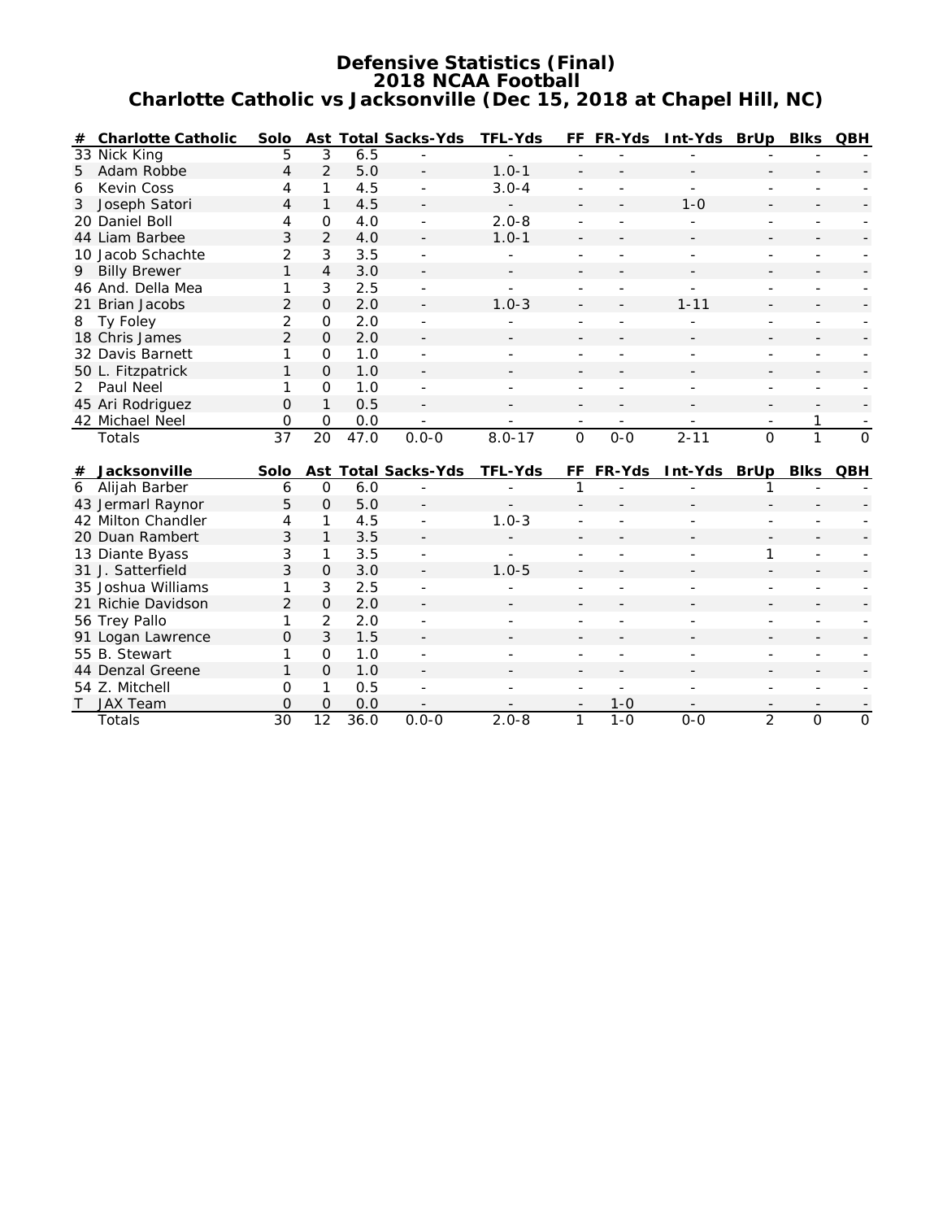# Defensive Statistics (Final)
## 2018 NCAA Football
## Charlotte Catholic vs Jacksonville (Dec 15, 2018 at Chapel Hill, NC)

| # | Charlotte Catholic | Solo | Ast | Total | Sacks-Yds | TFL-Yds | FF | FR-Yds | Int-Yds | BrUp | Blks | QBH |
|---|---|---|---|---|---|---|---|---|---|---|---|---|
| 33 | Nick King | 5 | 3 | 6.5 | - | - | - | - | - | - | - | - |
| 5 | Adam Robbe | 4 | 2 | 5.0 | - | 1.0-1 | - | - | - | - | - | - |
| 6 | Kevin Coss | 4 | 1 | 4.5 | - | 3.0-4 | - | - | - | - | - | - |
| 3 | Joseph Satori | 4 | 1 | 4.5 | - | - | - | - | 1-0 | - | - | - |
| 20 | Daniel Boll | 4 | 0 | 4.0 | - | 2.0-8 | - | - | - | - | - | - |
| 44 | Liam Barbee | 3 | 2 | 4.0 | - | 1.0-1 | - | - | - | - | - | - |
| 10 | Jacob Schachte | 2 | 3 | 3.5 | - | - | - | - | - | - | - | - |
| 9 | Billy Brewer | 1 | 4 | 3.0 | - | - | - | - | - | - | - | - |
| 46 | And. Della Mea | 1 | 3 | 2.5 | - | - | - | - | - | - | - | - |
| 21 | Brian Jacobs | 2 | 0 | 2.0 | - | 1.0-3 | - | - | 1-11 | - | - | - |
| 8 | Ty Foley | 2 | 0 | 2.0 | - | - | - | - | - | - | - | - |
| 18 | Chris James | 2 | 0 | 2.0 | - | - | - | - | - | - | - | - |
| 32 | Davis Barnett | 1 | 0 | 1.0 | - | - | - | - | - | - | - | - |
| 50 | L. Fitzpatrick | 1 | 0 | 1.0 | - | - | - | - | - | - | - | - |
| 2 | Paul Neel | 1 | 0 | 1.0 | - | - | - | - | - | - | - | - |
| 45 | Ari Rodriguez | 0 | 1 | 0.5 | - | - | - | - | - | - | - | - |
| 42 | Michael Neel | 0 | 0 | 0.0 | - | - | - | - | - | - | 1 | - |
| | Totals | 37 | 20 | 47.0 | 0.0-0 | 8.0-17 | 0 | 0-0 | 2-11 | 0 | 1 | 0 |

| # | Jacksonville | Solo | Ast | Total | Sacks-Yds | TFL-Yds | FF | FR-Yds | Int-Yds | BrUp | Blks | QBH |
|---|---|---|---|---|---|---|---|---|---|---|---|---|
| 6 | Alijah Barber | 6 | 0 | 6.0 | - | - | 1 | - | - | 1 | - | - |
| 43 | Jermarl Raynor | 5 | 0 | 5.0 | - | - | - | - | - | - | - | - |
| 42 | Milton Chandler | 4 | 1 | 4.5 | - | 1.0-3 | - | - | - | - | - | - |
| 20 | Duan Rambert | 3 | 1 | 3.5 | - | - | - | - | - | - | - | - |
| 13 | Diante Byass | 3 | 1 | 3.5 | - | - | - | - | - | 1 | - | - |
| 31 | J. Satterfield | 3 | 0 | 3.0 | - | 1.0-5 | - | - | - | - | - | - |
| 35 | Joshua Williams | 1 | 3 | 2.5 | - | - | - | - | - | - | - | - |
| 21 | Richie Davidson | 2 | 0 | 2.0 | - | - | - | - | - | - | - | - |
| 56 | Trey Pallo | 1 | 2 | 2.0 | - | - | - | - | - | - | - | - |
| 91 | Logan Lawrence | 0 | 3 | 1.5 | - | - | - | - | - | - | - | - |
| 55 | B. Stewart | 1 | 0 | 1.0 | - | - | - | - | - | - | - | - |
| 44 | Denzal Greene | 1 | 0 | 1.0 | - | - | - | - | - | - | - | - |
| 54 | Z. Mitchell | 0 | 1 | 0.5 | - | - | - | - | - | - | - | - |
| T | JAX Team | 0 | 0 | 0.0 | - | - | - | 1-0 | - | - | - | - |
| | Totals | 30 | 12 | 36.0 | 0.0-0 | 2.0-8 | 1 | 1-0 | 0-0 | 2 | 0 | 0 |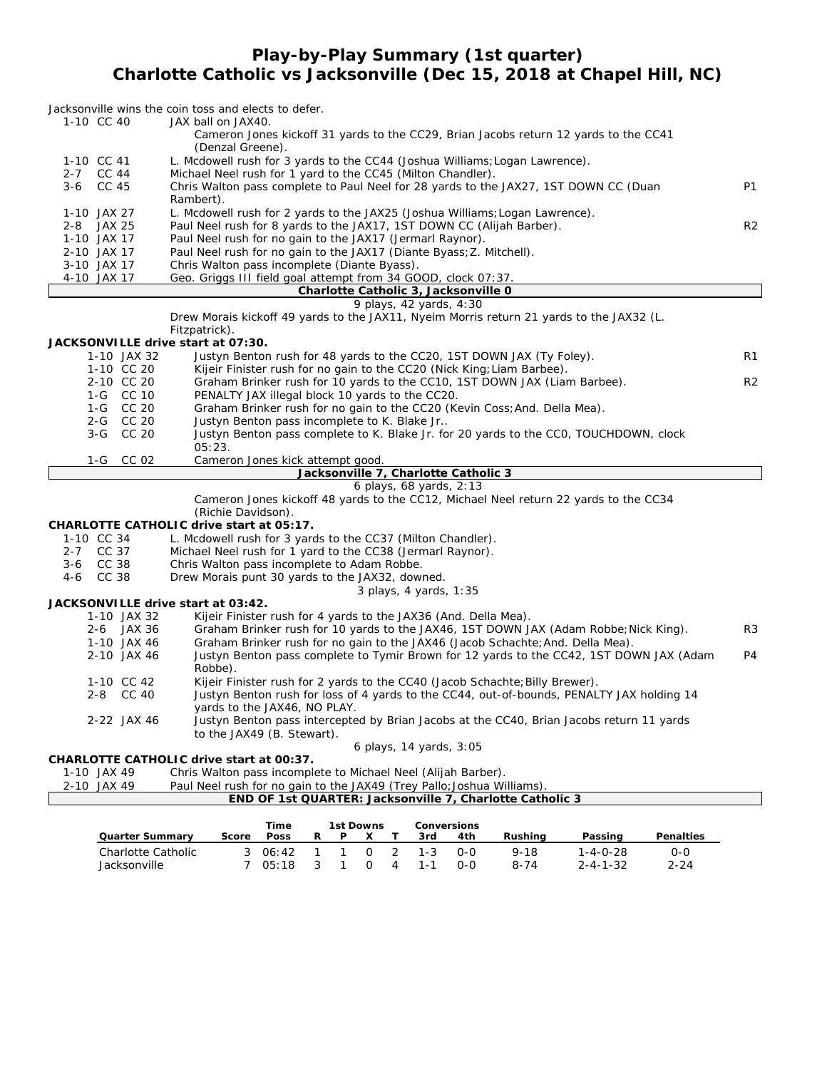# Play-by-Play Summary (1st quarter)
## Charlotte Catholic vs Jacksonville (Dec 15, 2018 at Chapel Hill, NC)

Jacksonville wins the coin toss and elects to defer.

| Down | Play | |
|---|---|---|
| 1-10 CC 40 | JAX ball on JAX40. | |
| | Cameron Jones kickoff 31 yards to the CC29, Brian Jacobs return 12 yards to the CC41 (Denzal Greene). | |
| 1-10 CC 41 | L. Mcdowell rush for 3 yards to the CC44 (Joshua Williams;Logan Lawrence). | |
| 2-7 CC 44 | Michael Neel rush for 1 yard to the CC45 (Milton Chandler). | |
| 3-6 CC 45 | Chris Walton pass complete to Paul Neel for 28 yards to the JAX27, 1ST DOWN CC (Duan Rambert). | P1 |
| 1-10 JAX 27 | L. Mcdowell rush for 2 yards to the JAX25 (Joshua Williams;Logan Lawrence). | |
| 2-8 JAX 25 | Paul Neel rush for 8 yards to the JAX17, 1ST DOWN CC (Alijah Barber). | R2 |
| 1-10 JAX 17 | Paul Neel rush for no gain to the JAX17 (Jermarl Raynor). | |
| 2-10 JAX 17 | Paul Neel rush for no gain to the JAX17 (Diante Byass;Z. Mitchell). | |
| 3-10 JAX 17 | Chris Walton pass incomplete (Diante Byass). | |
| 4-10 JAX 17 | Geo. Griggs III field goal attempt from 34 GOOD, clock 07:37. | |

**Charlotte Catholic 3, Jacksonville 0**

9 plays, 42 yards, 4:30

Drew Morais kickoff 49 yards to the JAX11, Nyeim Morris return 21 yards to the JAX32 (L. Fitzpatrick).

**JACKSONVILLE drive start at 07:30.**

| Down | Play | |
|---|---|---|
| 1-10 JAX 32 | Justyn Benton rush for 48 yards to the CC20, 1ST DOWN JAX (Ty Foley). | R1 |
| 1-10 CC 20 | Kijeir Finister rush for no gain to the CC20 (Nick King;Liam Barbee). | |
| 2-10 CC 20 | Graham Brinker rush for 10 yards to the CC10, 1ST DOWN JAX (Liam Barbee). | R2 |
| 1-G CC 10 | PENALTY JAX illegal block 10 yards to the CC20. | |
| 1-G CC 20 | Graham Brinker rush for no gain to the CC20 (Kevin Coss;And. Della Mea). | |
| 2-G CC 20 | Justyn Benton pass incomplete to K. Blake Jr.. | |
| 3-G CC 20 | Justyn Benton pass complete to K. Blake Jr. for 20 yards to the CC0, TOUCHDOWN, clock 05:23. | |
| 1-G CC 02 | Cameron Jones kick attempt good. | |

**Jacksonville 7, Charlotte Catholic 3**

6 plays, 68 yards, 2:13

Cameron Jones kickoff 48 yards to the CC12, Michael Neel return 22 yards to the CC34 (Richie Davidson).

**CHARLOTTE CATHOLIC drive start at 05:17.**

| Down | Play |
|---|---|
| 1-10 CC 34 | L. Mcdowell rush for 3 yards to the CC37 (Milton Chandler). |
| 2-7 CC 37 | Michael Neel rush for 1 yard to the CC38 (Jermarl Raynor). |
| 3-6 CC 38 | Chris Walton pass incomplete to Adam Robbe. |
| 4-6 CC 38 | Drew Morais punt 30 yards to the JAX32, downed. |

3 plays, 4 yards, 1:35

**JACKSONVILLE drive start at 03:42.**

| Down | Play | |
|---|---|---|
| 1-10 JAX 32 | Kijeir Finister rush for 4 yards to the JAX36 (And. Della Mea). | |
| 2-6 JAX 36 | Graham Brinker rush for 10 yards to the JAX46, 1ST DOWN JAX (Adam Robbe;Nick King). | R3 |
| 1-10 JAX 46 | Graham Brinker rush for no gain to the JAX46 (Jacob Schachte;And. Della Mea). | |
| 2-10 JAX 46 | Justyn Benton pass complete to Tymir Brown for 12 yards to the CC42, 1ST DOWN JAX (Adam Robbe). | P4 |
| 1-10 CC 42 | Kijeir Finister rush for 2 yards to the CC40 (Jacob Schachte;Billy Brewer). | |
| 2-8 CC 40 | Justyn Benton rush for loss of 4 yards to the CC44, out-of-bounds, PENALTY JAX holding 14 yards to the JAX46, NO PLAY. | |
| 2-22 JAX 46 | Justyn Benton pass intercepted by Brian Jacobs at the CC40, Brian Jacobs return 11 yards to the JAX49 (B. Stewart). | |

6 plays, 14 yards, 3:05

**CHARLOTTE CATHOLIC drive start at 00:37.**

| Down | Play |
|---|---|
| 1-10 JAX 49 | Chris Walton pass incomplete to Michael Neel (Alijah Barber). |
| 2-10 JAX 49 | Paul Neel rush for no gain to the JAX49 (Trey Pallo;Joshua Williams). |

**END OF 1st QUARTER: Jacksonville 7, Charlotte Catholic 3**

| Quarter Summary | Score | Time Poss | 1st Downs R | P | X | T | Conversions 3rd | 4th | Rushing | Passing | Penalties |
|---|---|---|---|---|---|---|---|---|---|---|---|
| Charlotte Catholic | 3 | 06:42 | 1 | 1 | 0 | 2 | 1-3 | 0-0 | 9-18 | 1-4-0-28 | 0-0 |
| Jacksonville | 7 | 05:18 | 3 | 1 | 0 | 4 | 1-1 | 0-0 | 8-74 | 2-4-1-32 | 2-24 |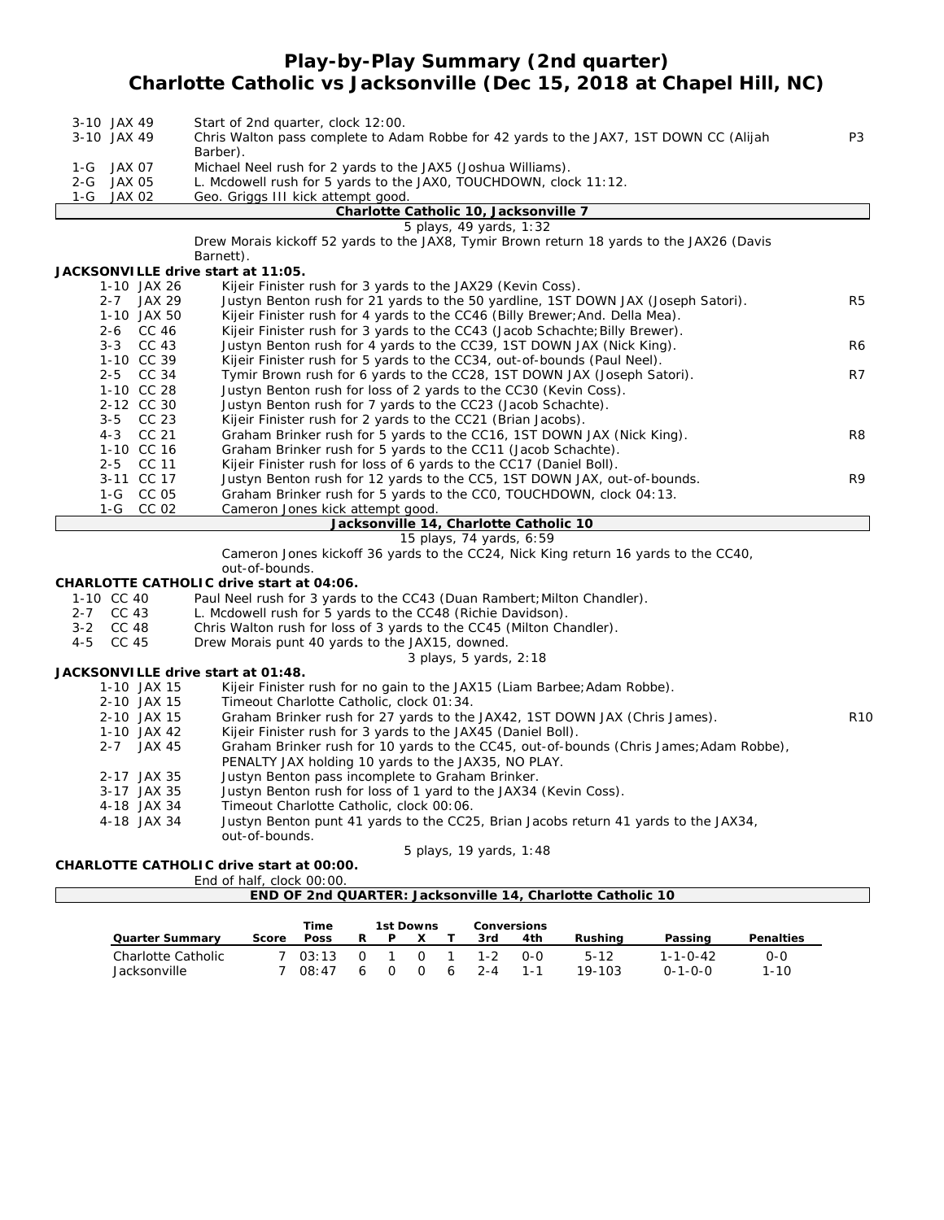# Play-by-Play Summary (2nd quarter)
## Charlotte Catholic vs Jacksonville (Dec 15, 2018 at Chapel Hill, NC)

| Down | Play | |
|---|---|---|
| 3-10 JAX 49 | Start of 2nd quarter, clock 12:00. | |
| 3-10 JAX 49 | Chris Walton pass complete to Adam Robbe for 42 yards to the JAX7, 1ST DOWN CC (Alijah Barber). | P3 |
| 1-G JAX 07 | Michael Neel rush for 2 yards to the JAX5 (Joshua Williams). | |
| 2-G JAX 05 | L. Mcdowell rush for 5 yards to the JAX0, TOUCHDOWN, clock 11:12. | |
| 1-G JAX 02 | Geo. Griggs III kick attempt good. | |

**Charlotte Catholic 10, Jacksonville 7**

5 plays, 49 yards, 1:32

Drew Morais kickoff 52 yards to the JAX8, Tymir Brown return 18 yards to the JAX26 (Davis Barnett).

**JACKSONVILLE drive start at 11:05.**

| Down | Play | |
|---|---|---|
| 1-10 JAX 26 | Kijeir Finister rush for 3 yards to the JAX29 (Kevin Coss). | |
| 2-7 JAX 29 | Justyn Benton rush for 21 yards to the 50 yardline, 1ST DOWN JAX (Joseph Satori). | R5 |
| 1-10 JAX 50 | Kijeir Finister rush for 4 yards to the CC46 (Billy Brewer;And. Della Mea). | |
| 2-6 CC 46 | Kijeir Finister rush for 3 yards to the CC43 (Jacob Schachte;Billy Brewer). | |
| 3-3 CC 43 | Justyn Benton rush for 4 yards to the CC39, 1ST DOWN JAX (Nick King). | R6 |
| 1-10 CC 39 | Kijeir Finister rush for 5 yards to the CC34, out-of-bounds (Paul Neel). | |
| 2-5 CC 34 | Tymir Brown rush for 6 yards to the CC28, 1ST DOWN JAX (Joseph Satori). | R7 |
| 1-10 CC 28 | Justyn Benton rush for loss of 2 yards to the CC30 (Kevin Coss). | |
| 2-12 CC 30 | Justyn Benton rush for 7 yards to the CC23 (Jacob Schachte). | |
| 3-5 CC 23 | Kijeir Finister rush for 2 yards to the CC21 (Brian Jacobs). | |
| 4-3 CC 21 | Graham Brinker rush for 5 yards to the CC16, 1ST DOWN JAX (Nick King). | R8 |
| 1-10 CC 16 | Graham Brinker rush for 5 yards to the CC11 (Jacob Schachte). | |
| 2-5 CC 11 | Kijeir Finister rush for loss of 6 yards to the CC17 (Daniel Boll). | |
| 3-11 CC 17 | Justyn Benton rush for 12 yards to the CC5, 1ST DOWN JAX, out-of-bounds. | R9 |
| 1-G CC 05 | Graham Brinker rush for 5 yards to the CC0, TOUCHDOWN, clock 04:13. | |
| 1-G CC 02 | Cameron Jones kick attempt good. | |

**Jacksonville 14, Charlotte Catholic 10**

15 plays, 74 yards, 6:59

Cameron Jones kickoff 36 yards to the CC24, Nick King return 16 yards to the CC40, out-of-bounds.

**CHARLOTTE CATHOLIC drive start at 04:06.**

| Down | Play |
|---|---|
| 1-10 CC 40 | Paul Neel rush for 3 yards to the CC43 (Duan Rambert;Milton Chandler). |
| 2-7 CC 43 | L. Mcdowell rush for 5 yards to the CC48 (Richie Davidson). |
| 3-2 CC 48 | Chris Walton rush for loss of 3 yards to the CC45 (Milton Chandler). |
| 4-5 CC 45 | Drew Morais punt 40 yards to the JAX15, downed. |

3 plays, 5 yards, 2:18

**JACKSONVILLE drive start at 01:48.**

| Down | Play | |
|---|---|---|
| 1-10 JAX 15 | Kijeir Finister rush for no gain to the JAX15 (Liam Barbee;Adam Robbe). | |
| 2-10 JAX 15 | Timeout Charlotte Catholic, clock 01:34. | |
| 2-10 JAX 15 | Graham Brinker rush for 27 yards to the JAX42, 1ST DOWN JAX (Chris James). | R10 |
| 1-10 JAX 42 | Kijeir Finister rush for 3 yards to the JAX45 (Daniel Boll). | |
| 2-7 JAX 45 | Graham Brinker rush for 10 yards to the CC45, out-of-bounds (Chris James;Adam Robbe), PENALTY JAX holding 10 yards to the JAX35, NO PLAY. | |
| 2-17 JAX 35 | Justyn Benton pass incomplete to Graham Brinker. | |
| 3-17 JAX 35 | Justyn Benton rush for loss of 1 yard to the JAX34 (Kevin Coss). | |
| 4-18 JAX 34 | Timeout Charlotte Catholic, clock 00:06. | |
| 4-18 JAX 34 | Justyn Benton punt 41 yards to the CC25, Brian Jacobs return 41 yards to the JAX34, out-of-bounds. | |

5 plays, 19 yards, 1:48

**CHARLOTTE CATHOLIC drive start at 00:00.**

End of half, clock 00:00.

**END OF 2nd QUARTER: Jacksonville 14, Charlotte Catholic 10**

| Quarter Summary | Score | Time Poss | 1st Downs R | P | X | T | Conversions 3rd | 4th | Rushing | Passing | Penalties |
|---|---|---|---|---|---|---|---|---|---|---|---|
| Charlotte Catholic | 7 | 03:13 | 0 | 1 | 0 | 1 | 1-2 | 0-0 | 5-12 | 1-1-0-42 | 0-0 |
| Jacksonville | 7 | 08:47 | 6 | 0 | 0 | 6 | 2-4 | 1-1 | 19-103 | 0-1-0-0 | 1-10 |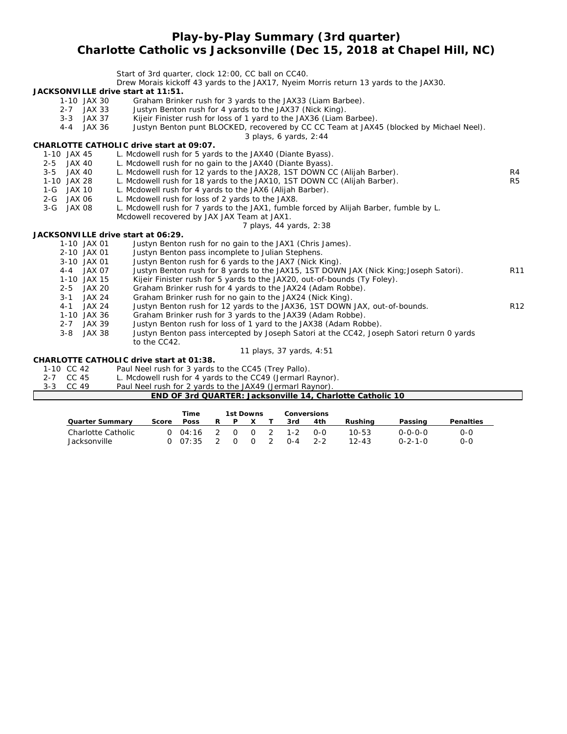# Play-by-Play Summary (3rd quarter)
## Charlotte Catholic vs Jacksonville (Dec 15, 2018 at Chapel Hill, NC)

Start of 3rd quarter, clock 12:00, CC ball on CC40.
Drew Morais kickoff 43 yards to the JAX17, Nyeim Morris return 13 yards to the JAX30.

**JACKSONVILLE drive start at 11:51.**

| | | |
|---|---|---|
| 1-10 JAX 30 | Graham Brinker rush for 3 yards to the JAX33 (Liam Barbee). | |
| 2-7 JAX 33 | Justyn Benton rush for 4 yards to the JAX37 (Nick King). | |
| 3-3 JAX 37 | Kijeir Finister rush for loss of 1 yard to the JAX36 (Liam Barbee). | |
| 4-4 JAX 36 | Justyn Benton punt BLOCKED, recovered by CC CC Team at JAX45 (blocked by Michael Neel). | |

3 plays, 6 yards, 2:44

**CHARLOTTE CATHOLIC drive start at 09:07.**

| | | |
|---|---|---|
| 1-10 JAX 45 | L. Mcdowell rush for 5 yards to the JAX40 (Diante Byass). | |
| 2-5 JAX 40 | L. Mcdowell rush for no gain to the JAX40 (Diante Byass). | |
| 3-5 JAX 40 | L. Mcdowell rush for 12 yards to the JAX28, 1ST DOWN CC (Alijah Barber). | R4 |
| 1-10 JAX 28 | L. Mcdowell rush for 18 yards to the JAX10, 1ST DOWN CC (Alijah Barber). | R5 |
| 1-G JAX 10 | L. Mcdowell rush for 4 yards to the JAX6 (Alijah Barber). | |
| 2-G JAX 06 | L. Mcdowell rush for loss of 2 yards to the JAX8. | |
| 3-G JAX 08 | L. Mcdowell rush for 7 yards to the JAX1, fumble forced by Alijah Barber, fumble by L. Mcdowell recovered by JAX JAX Team at JAX1. | |

7 plays, 44 yards, 2:38

**JACKSONVILLE drive start at 06:29.**

| | | |
|---|---|---|
| 1-10 JAX 01 | Justyn Benton rush for no gain to the JAX1 (Chris James). | |
| 2-10 JAX 01 | Justyn Benton pass incomplete to Julian Stephens. | |
| 3-10 JAX 01 | Justyn Benton rush for 6 yards to the JAX7 (Nick King). | |
| 4-4 JAX 07 | Justyn Benton rush for 8 yards to the JAX15, 1ST DOWN JAX (Nick King;Joseph Satori). | R11 |
| 1-10 JAX 15 | Kijeir Finister rush for 5 yards to the JAX20, out-of-bounds (Ty Foley). | |
| 2-5 JAX 20 | Graham Brinker rush for 4 yards to the JAX24 (Adam Robbe). | |
| 3-1 JAX 24 | Graham Brinker rush for no gain to the JAX24 (Nick King). | |
| 4-1 JAX 24 | Justyn Benton rush for 12 yards to the JAX36, 1ST DOWN JAX, out-of-bounds. | R12 |
| 1-10 JAX 36 | Graham Brinker rush for 3 yards to the JAX39 (Adam Robbe). | |
| 2-7 JAX 39 | Justyn Benton rush for loss of 1 yard to the JAX38 (Adam Robbe). | |
| 3-8 JAX 38 | Justyn Benton pass intercepted by Joseph Satori at the CC42, Joseph Satori return 0 yards to the CC42. | |

11 plays, 37 yards, 4:51

**CHARLOTTE CATHOLIC drive start at 01:38.**

| | | |
|---|---|---|
| 1-10 CC 42 | Paul Neel rush for 3 yards to the CC45 (Trey Pallo). | |
| 2-7 CC 45 | L. Mcdowell rush for 4 yards to the CC49 (Jermarl Raynor). | |
| 3-3 CC 49 | Paul Neel rush for 2 yards to the JAX49 (Jermarl Raynor). | |

**END OF 3rd QUARTER: Jacksonville 14, Charlotte Catholic 10**

| Quarter Summary | Score | Time Poss | 1st Downs R | P | X | T | Conversions 3rd | 4th | Rushing | Passing | Penalties |
|---|---|---|---|---|---|---|---|---|---|---|---|
| Charlotte Catholic | 0 | 04:16 | 2 | 0 | 0 | 2 | 1-2 | 0-0 | 10-53 | 0-0-0-0 | 0-0 |
| Jacksonville | 0 | 07:35 | 2 | 0 | 0 | 2 | 0-4 | 2-2 | 12-43 | 0-2-1-0 | 0-0 |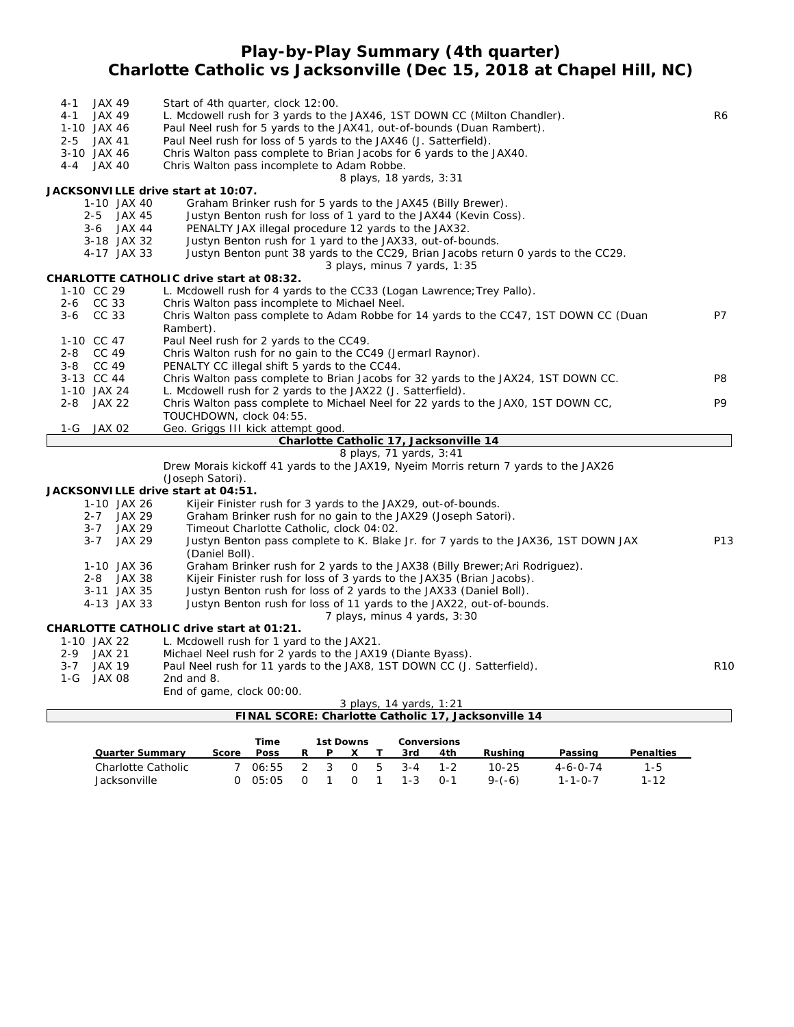# Play-by-Play Summary (4th quarter)
# Charlotte Catholic vs Jacksonville (Dec 15, 2018 at Chapel Hill, NC)

| | | | |
|---|---|---|---|
| 4-1 | JAX 49 | Start of 4th quarter, clock 12:00. | |
| 4-1 | JAX 49 | L. Mcdowell rush for 3 yards to the JAX46, 1ST DOWN CC (Milton Chandler). | R6 |
| 1-10 | JAX 46 | Paul Neel rush for 5 yards to the JAX41, out-of-bounds (Duan Rambert). | |
| 2-5 | JAX 41 | Paul Neel rush for loss of 5 yards to the JAX46 (J. Satterfield). | |
| 3-10 | JAX 46 | Chris Walton pass complete to Brian Jacobs for 6 yards to the JAX40. | |
| 4-4 | JAX 40 | Chris Walton pass incomplete to Adam Robbe. | |
| | | 8 plays, 18 yards, 3:31 | |

**JACKSONVILLE drive start at 10:07.**

| | | | |
|---|---|---|---|
| 1-10 | JAX 40 | Graham Brinker rush for 5 yards to the JAX45 (Billy Brewer). | |
| 2-5 | JAX 45 | Justyn Benton rush for loss of 1 yard to the JAX44 (Kevin Coss). | |
| 3-6 | JAX 44 | PENALTY JAX illegal procedure 12 yards to the JAX32. | |
| 3-18 | JAX 32 | Justyn Benton rush for 1 yard to the JAX33, out-of-bounds. | |
| 4-17 | JAX 33 | Justyn Benton punt 38 yards to the CC29, Brian Jacobs return 0 yards to the CC29. | |
| | | 3 plays, minus 7 yards, 1:35 | |

**CHARLOTTE CATHOLIC drive start at 08:32.**

| | | | |
|---|---|---|---|
| 1-10 | CC 29 | L. Mcdowell rush for 4 yards to the CC33 (Logan Lawrence;Trey Pallo). | |
| 2-6 | CC 33 | Chris Walton pass incomplete to Michael Neel. | |
| 3-6 | CC 33 | Chris Walton pass complete to Adam Robbe for 14 yards to the CC47, 1ST DOWN CC (Duan Rambert). | P7 |
| 1-10 | CC 47 | Paul Neel rush for 2 yards to the CC49. | |
| 2-8 | CC 49 | Chris Walton rush for no gain to the CC49 (Jermarl Raynor). | |
| 3-8 | CC 49 | PENALTY CC illegal shift 5 yards to the CC44. | |
| 3-13 | CC 44 | Chris Walton pass complete to Brian Jacobs for 32 yards to the JAX24, 1ST DOWN CC. | P8 |
| 1-10 | JAX 24 | L. Mcdowell rush for 2 yards to the JAX22 (J. Satterfield). | |
| 2-8 | JAX 22 | Chris Walton pass complete to Michael Neel for 22 yards to the JAX0, 1ST DOWN CC, TOUCHDOWN, clock 04:55. | P9 |
| 1-G | JAX 02 | Geo. Griggs III kick attempt good. | |

**Charlotte Catholic 17, Jacksonville 14**

8 plays, 71 yards, 3:41

Drew Morais kickoff 41 yards to the JAX19, Nyeim Morris return 7 yards to the JAX26 (Joseph Satori).

**JACKSONVILLE drive start at 04:51.**

| | | | |
|---|---|---|---|
| 1-10 | JAX 26 | Kijeir Finister rush for 3 yards to the JAX29, out-of-bounds. | |
| 2-7 | JAX 29 | Graham Brinker rush for no gain to the JAX29 (Joseph Satori). | |
| 3-7 | JAX 29 | Timeout Charlotte Catholic, clock 04:02. | |
| 3-7 | JAX 29 | Justyn Benton pass complete to K. Blake Jr. for 7 yards to the JAX36, 1ST DOWN JAX (Daniel Boll). | P13 |
| 1-10 | JAX 36 | Graham Brinker rush for 2 yards to the JAX38 (Billy Brewer;Ari Rodriguez). | |
| 2-8 | JAX 38 | Kijeir Finister rush for loss of 3 yards to the JAX35 (Brian Jacobs). | |
| 3-11 | JAX 35 | Justyn Benton rush for loss of 2 yards to the JAX33 (Daniel Boll). | |
| 4-13 | JAX 33 | Justyn Benton rush for loss of 11 yards to the JAX22, out-of-bounds. | |
| | | 7 plays, minus 4 yards, 3:30 | |

**CHARLOTTE CATHOLIC drive start at 01:21.**

| | | | |
|---|---|---|---|
| 1-10 | JAX 22 | L. Mcdowell rush for 1 yard to the JAX21. | |
| 2-9 | JAX 21 | Michael Neel rush for 2 yards to the JAX19 (Diante Byass). | |
| 3-7 | JAX 19 | Paul Neel rush for 11 yards to the JAX8, 1ST DOWN CC (J. Satterfield). | R10 |
| 1-G | JAX 08 | 2nd and 8. | |
| | | End of game, clock 00:00. | |
| | | 3 plays, 14 yards, 1:21 | |

**FINAL SCORE: Charlotte Catholic 17, Jacksonville 14**

| | | Time | 1st Downs | | | | Conversions | | | | |
|---|---|---|---|---|---|---|---|---|---|---|---|
| Quarter Summary | Score | Poss | R | P | X | T | 3rd | 4th | Rushing | Passing | Penalties |
| Charlotte Catholic | 7 | 06:55 | 2 | 3 | 0 | 5 | 3-4 | 1-2 | 10-25 | 4-6-0-74 | 1-5 |
| Jacksonville | 0 | 05:05 | 0 | 1 | 0 | 1 | 1-3 | 0-1 | 9-(-6) | 1-1-0-7 | 1-12 |